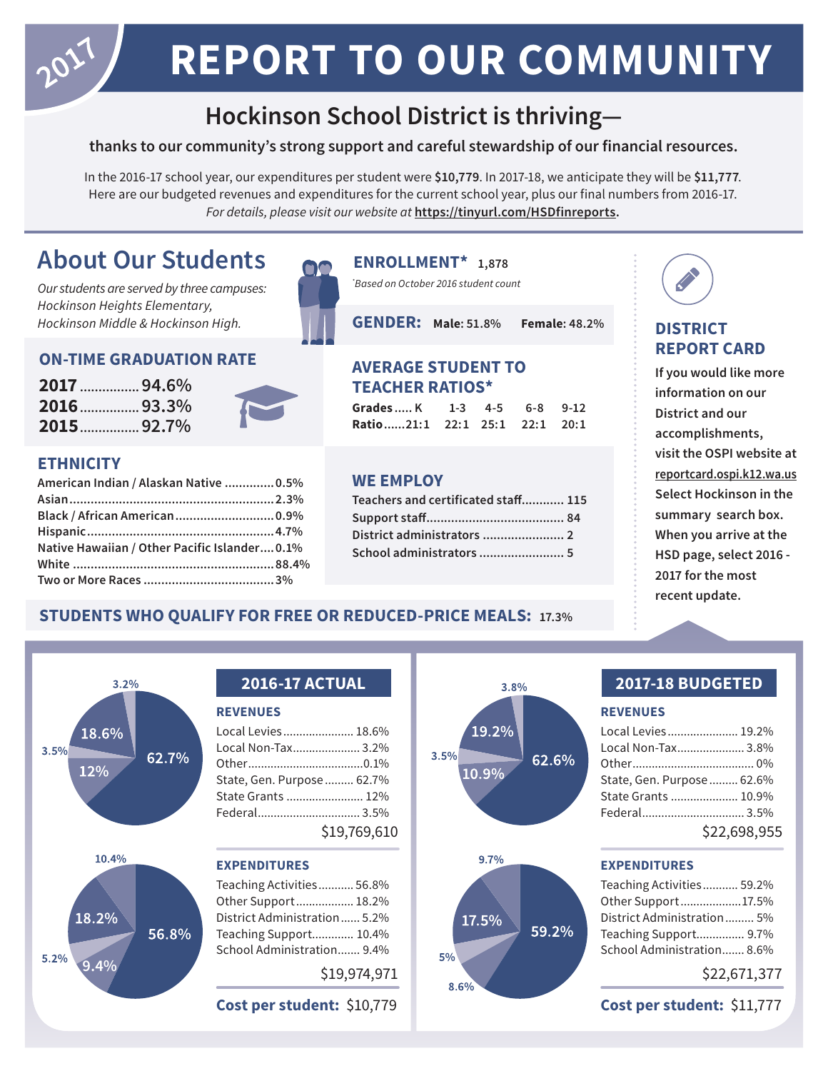# 2017 REPORT TO OUR COMMUNITY

## Hockinson School District is thriving—

**thanks to our community's strong support and careful stewardship of our financial resources.**

In the 2016-17 school year, our expenditures per student were **$10,779**. In 2017-18, we anticipate they will be **$11,777**. Here are our budgeted revenues and expenditures for the current school year, plus our final numbers from 2016-17. *For details, please visit our website at* **https://tinyurl.com/HSDfinreports**.

## About Our Students

*Our students are served by three campuses: Hockinson Heights Elementary, Hockinson Middle & Hockinson High.*

### ON-TIME GRADUATION RATE

**2017** ................ **94.6%**
**2016** ................ **93.3%**
**2015** ................ **92.7%**

### ETHNICITY

| | |
|---|---|
| American Indian / Alaskan Native | 0.5% |
| Asian | 2.3% |
| Black / African American | 0.9% |
| Hispanic | 4.7% |
| Native Hawaiian / Other Pacific Islander | 0.1% |
| White | 88.4% |
| Two or More Races | 3% |

### ENROLLMENT* 1,878

*Based on October 2016 student count

### GENDER: **Male:** 51.8% **Female:** 48.2%

### AVERAGE STUDENT TO TEACHER RATIOS*

| Grades | K | 1-3 | 4-5 | 6-8 | 9-12 |
|---|---|---|---|---|---|
| Ratio | 21:1 | 22:1 | 25:1 | 22:1 | 20:1 |

### WE EMPLOY

| | |
|---|---|
| Teachers and certificated staff | 115 |
| Support staff | 84 |
| District administrators | 2 |
| School administrators | 5 |

### DISTRICT REPORT CARD

If you would like more information on our District and our accomplishments, visit the OSPI website at reportcard.ospi.k12.wa.us Select Hockinson in the summary search box. When you arrive at the HSD page, select 2016 - 2017 for the most recent update.

### STUDENTS WHO QUALIFY FOR FREE OR REDUCED-PRICE MEALS: 17.3%

## 2016-17 ACTUAL

### REVENUES

| | |
|---|---|
| Local Levies | 18.6% |
| Local Non-Tax | 3.2% |
| Other | 0.1% |
| State, Gen. Purpose | 62.7% |
| State Grants | 12% |
| Federal | 3.5% |
| | $19,769,610 |

### EXPENDITURES

| | |
|---|---|
| Teaching Activities | 56.8% |
| Other Support | 18.2% |
| District Administration | 5.2% |
| Teaching Support | 10.4% |
| School Administration | 9.4% |
| | $19,974,971 |

**Cost per student:** $10,779

## 2017-18 BUDGETED

### REVENUES

| | |
|---|---|
| Local Levies | 19.2% |
| Local Non-Tax | 3.8% |
| Other | 0% |
| State, Gen. Purpose | 62.6% |
| State Grants | 10.9% |
| Federal | 3.5% |
| | $22,698,955 |

### EXPENDITURES

| | |
|---|---|
| Teaching Activities | 59.2% |
| Other Support | 17.5% |
| District Administration | 5% |
| Teaching Support | 9.7% |
| School Administration | 8.6% |
| | $22,671,377 |

**Cost per student:** $11,777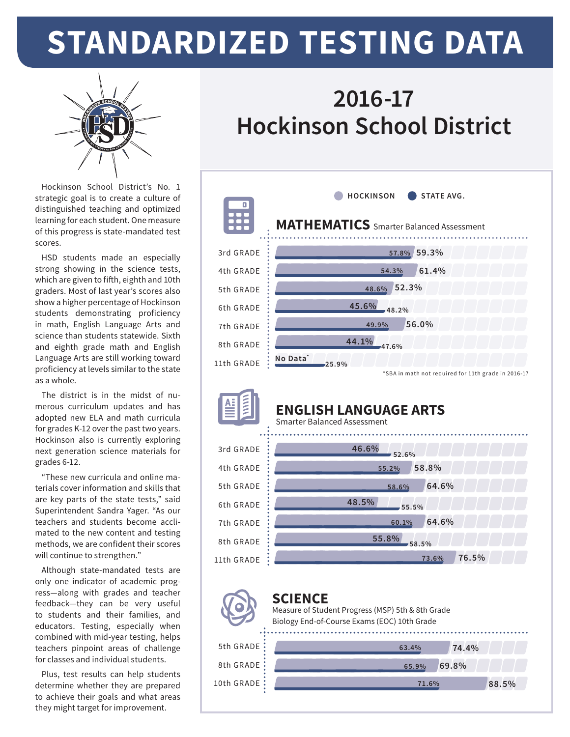# STANDARDIZED TESTING DATA

Hockinson School District's No. 1 strategic goal is to create a culture of distinguished teaching and optimized learning for each student. One measure of this progress is state-mandated test scores.

HSD students made an especially strong showing in the science tests, which are given to fifth, eighth and 10th graders. Most of last year's scores also show a higher percentage of Hockinson students demonstrating proficiency in math, English Language Arts and science than students statewide. Sixth and eighth grade math and English Language Arts are still working toward proficiency at levels similar to the state as a whole.

The district is in the midst of numerous curriculum updates and has adopted new ELA and math curricula for grades K-12 over the past two years. Hockinson also is currently exploring next generation science materials for grades 6-12.

"These new curricula and online materials cover information and skills that are key parts of the state tests," said Superintendent Sandra Yager. "As our teachers and students become acclimated to the new content and testing methods, we are confident their scores will continue to strengthen."

Although state-mandated tests are only one indicator of academic progress—along with grades and teacher feedback—they can be very useful to students and their families, and educators. Testing, especially when combined with mid-year testing, helps teachers pinpoint areas of challenge for classes and individual students.

Plus, test results can help students determine whether they are prepared to achieve their goals and what areas they might target for improvement.

## 2016-17 Hockinson School District

HOCKINSON
STATE AVG.

### MATHEMATICS Smarter Balanced Assessment

3rd GRADE 57.8% 59.3%
4th GRADE 54.3% 61.4%
5th GRADE 48.6% 52.3%
6th GRADE 45.6% 48.2%
7th GRADE 49.9% 56.0%
8th GRADE 44.1% 47.6%
11th GRADE No Data* 25.9%

*SBA in math not required for 11th grade in 2016-17

### ENGLISH LANGUAGE ARTS

Smarter Balanced Assessment

3rd GRADE 46.6% 52.6%
4th GRADE 55.2% 58.8%
5th GRADE 58.6% 64.6%
6th GRADE 48.5% 55.5%
7th GRADE 60.1% 64.6%
8th GRADE 55.8% 58.5%
11th GRADE 73.6% 76.5%

### SCIENCE

Measure of Student Progress (MSP) 5th & 8th Grade
Biology End-of-Course Exams (EOC) 10th Grade

5th GRADE 63.4% 74.4%
8th GRADE 65.9% 69.8%
10th GRADE 71.6% 88.5%